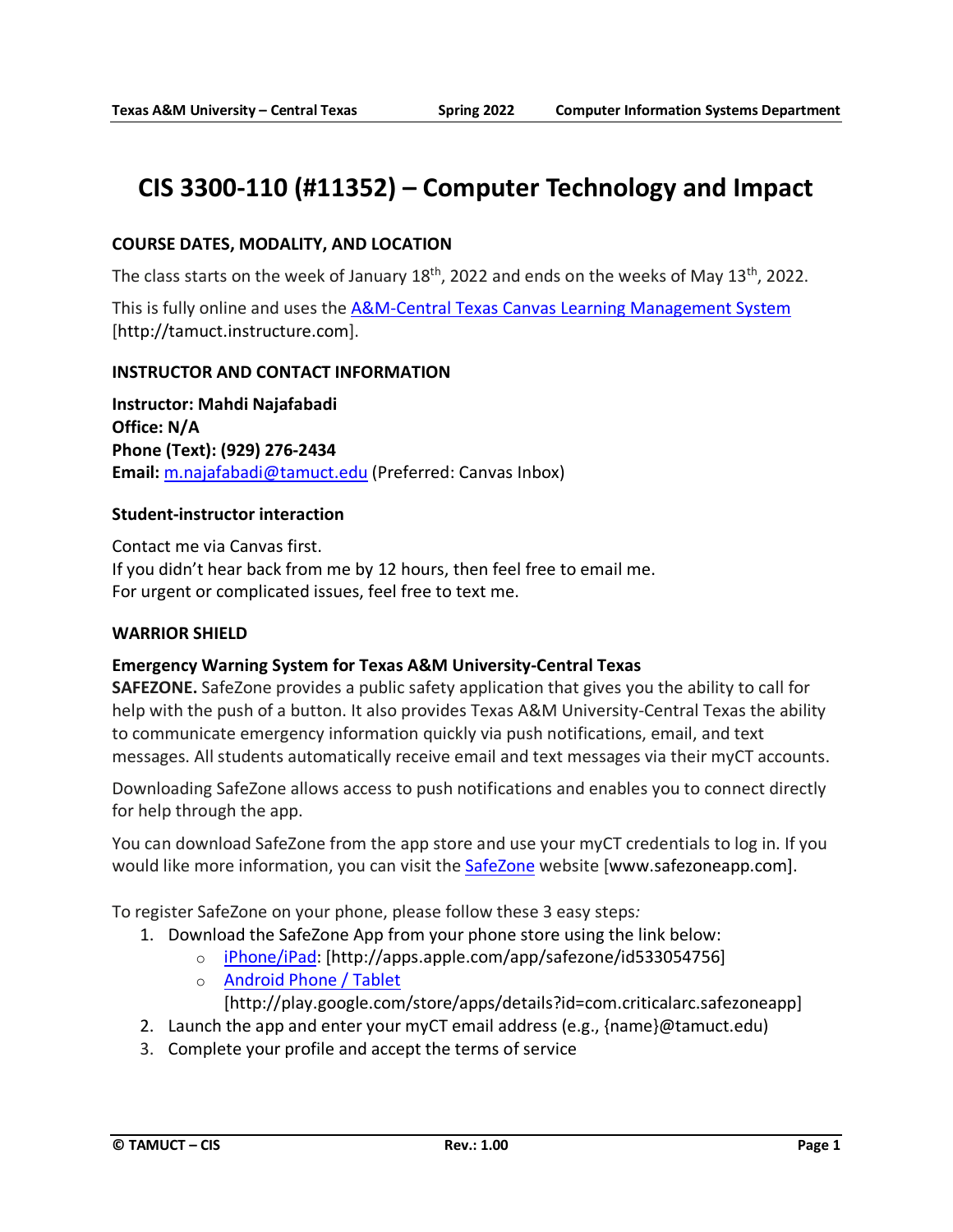# CIS 3300-110 (#11352) – Computer Technology and Impact

### COURSE DATES, MODALITY, AND LOCATION

The class starts on the week of January 18th, 2022 and ends on the weeks of May 13th, 2022.

This is fully online and uses the A&M-Central Texas Canvas Learning Management System [http://tamuct.instructure.com].

### INSTRUCTOR AND CONTACT INFORMATION

**Instructor: Mahdi Najafabadi**
**Office: N/A**
**Phone (Text): (929) 276-2434**
**Email:** m.najafabadi@tamuct.edu (Preferred: Canvas Inbox)

#### Student-instructor interaction

Contact me via Canvas first.
If you didn't hear back from me by 12 hours, then feel free to email me.
For urgent or complicated issues, feel free to text me.

### WARRIOR SHIELD

#### Emergency Warning System for Texas A&M University-Central Texas

**SAFEZONE.** SafeZone provides a public safety application that gives you the ability to call for help with the push of a button. It also provides Texas A&M University-Central Texas the ability to communicate emergency information quickly via push notifications, email, and text messages. All students automatically receive email and text messages via their myCT accounts.

Downloading SafeZone allows access to push notifications and enables you to connect directly for help through the app.

You can download SafeZone from the app store and use your myCT credentials to log in. If you would like more information, you can visit the SafeZone website [www.safezoneapp.com].

To register SafeZone on your phone, please follow these 3 easy steps*:*

1. Download the SafeZone App from your phone store using the link below:
   - iPhone/iPad: [http://apps.apple.com/app/safezone/id533054756]
   - Android Phone / Tablet [http://play.google.com/store/apps/details?id=com.criticalarc.safezoneapp]
2. Launch the app and enter your myCT email address (e.g., {name}@tamuct.edu)
3. Complete your profile and accept the terms of service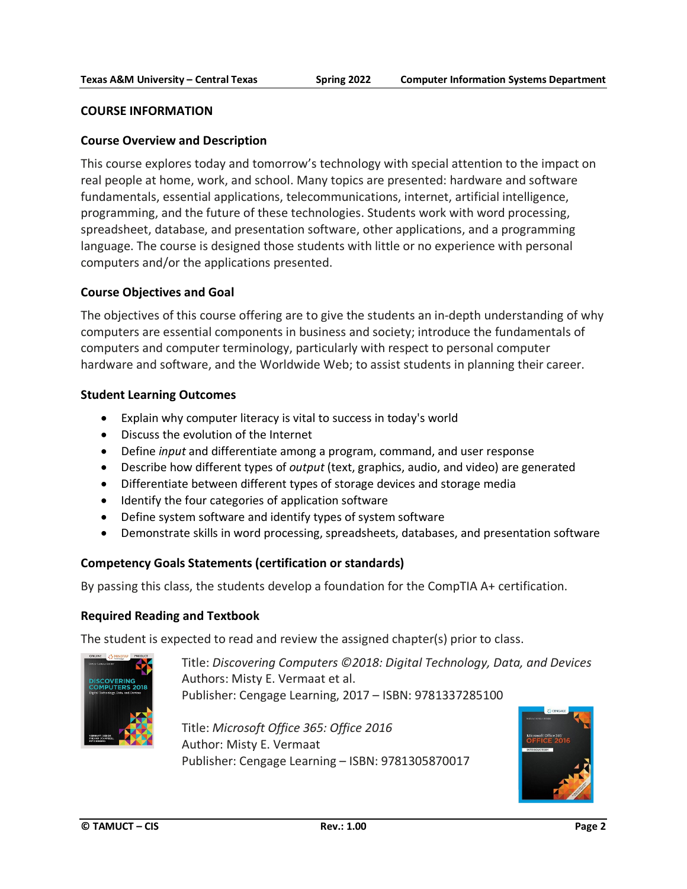# COURSE INFORMATION

## Course Overview and Description

This course explores today and tomorrow's technology with special attention to the impact on real people at home, work, and school. Many topics are presented: hardware and software fundamentals, essential applications, telecommunications, internet, artificial intelligence, programming, and the future of these technologies. Students work with word processing, spreadsheet, database, and presentation software, other applications, and a programming language. The course is designed those students with little or no experience with personal computers and/or the applications presented.

## Course Objectives and Goal

The objectives of this course offering are to give the students an in-depth understanding of why computers are essential components in business and society; introduce the fundamentals of computers and computer terminology, particularly with respect to personal computer hardware and software, and the Worldwide Web; to assist students in planning their career.

## Student Learning Outcomes

- Explain why computer literacy is vital to success in today's world
- Discuss the evolution of the Internet
- Define *input* and differentiate among a program, command, and user response
- Describe how different types of *output* (text, graphics, audio, and video) are generated
- Differentiate between different types of storage devices and storage media
- Identify the four categories of application software
- Define system software and identify types of system software
- Demonstrate skills in word processing, spreadsheets, databases, and presentation software

## Competency Goals Statements (certification or standards)

By passing this class, the students develop a foundation for the CompTIA A+ certification.

## Required Reading and Textbook

The student is expected to read and review the assigned chapter(s) prior to class.

Title: *Discovering Computers ©2018: Digital Technology, Data, and Devices*
Authors: Misty E. Vermaat et al.
Publisher: Cengage Learning, 2017 – ISBN: 9781337285100

Title: *Microsoft Office 365: Office 2016*
Author: Misty E. Vermaat
Publisher: Cengage Learning – ISBN: 9781305870017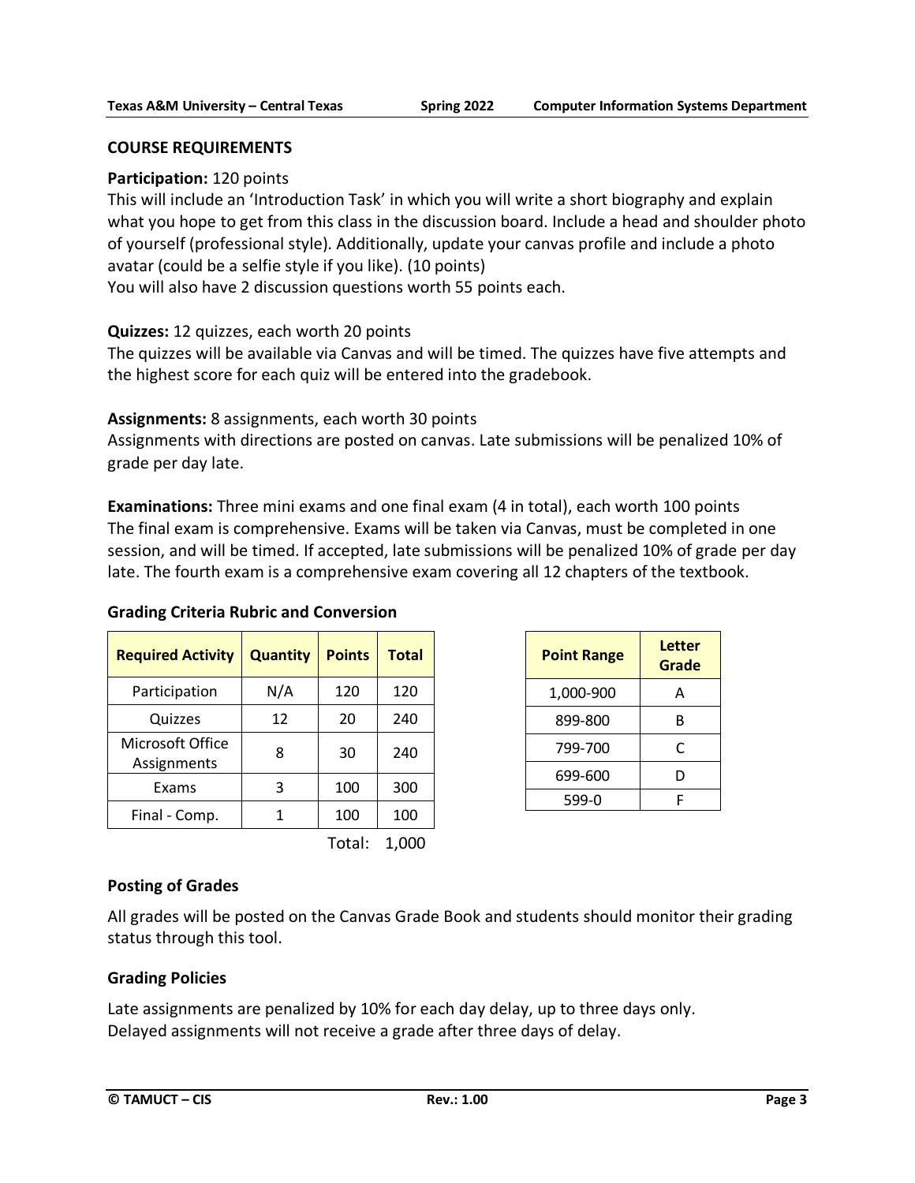## COURSE REQUIREMENTS

**Participation:** 120 points
This will include an 'Introduction Task' in which you will write a short biography and explain what you hope to get from this class in the discussion board. Include a head and shoulder photo of yourself (professional style). Additionally, update your canvas profile and include a photo avatar (could be a selfie style if you like). (10 points)
You will also have 2 discussion questions worth 55 points each.

**Quizzes:** 12 quizzes, each worth 20 points
The quizzes will be available via Canvas and will be timed. The quizzes have five attempts and the highest score for each quiz will be entered into the gradebook.

**Assignments:** 8 assignments, each worth 30 points
Assignments with directions are posted on canvas. Late submissions will be penalized 10% of grade per day late.

**Examinations:** Three mini exams and one final exam (4 in total), each worth 100 points
The final exam is comprehensive. Exams will be taken via Canvas, must be completed in one session, and will be timed. If accepted, late submissions will be penalized 10% of grade per day late. The fourth exam is a comprehensive exam covering all 12 chapters of the textbook.

### Grading Criteria Rubric and Conversion

| Required Activity | Quantity | Points | Total |
|---|---|---|---|
| Participation | N/A | 120 | 120 |
| Quizzes | 12 | 20 | 240 |
| Microsoft Office Assignments | 8 | 30 | 240 |
| Exams | 3 | 100 | 300 |
| Final - Comp. | 1 | 100 | 100 |
| | | Total: | 1,000 |

| Point Range | Letter Grade |
|---|---|
| 1,000-900 | A |
| 899-800 | B |
| 799-700 | C |
| 699-600 | D |
| 599-0 | F |

### Posting of Grades

All grades will be posted on the Canvas Grade Book and students should monitor their grading status through this tool.

### Grading Policies

Late assignments are penalized by 10% for each day delay, up to three days only.
Delayed assignments will not receive a grade after three days of delay.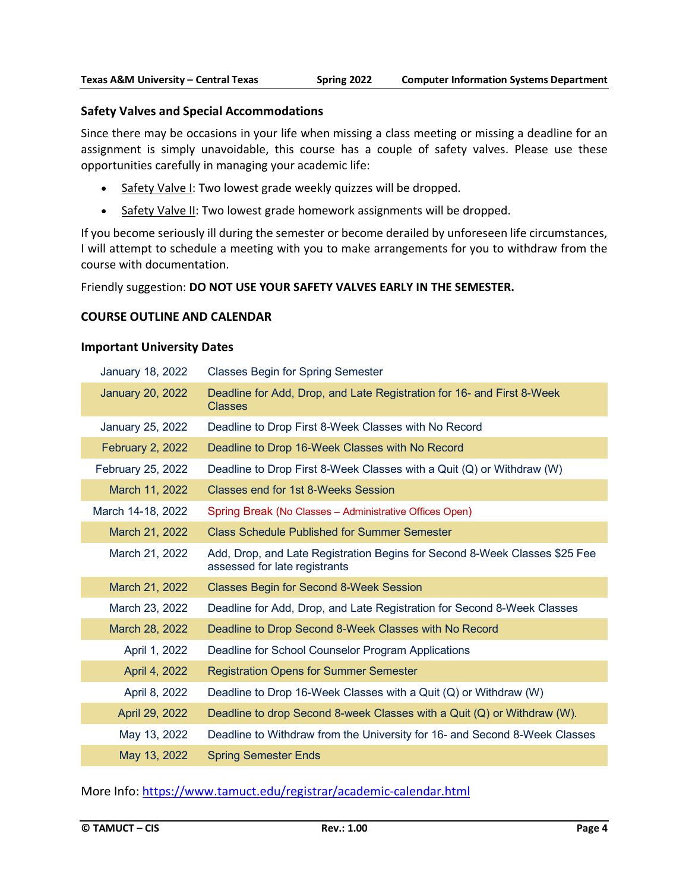### Safety Valves and Special Accommodations

Since there may be occasions in your life when missing a class meeting or missing a deadline for an assignment is simply unavoidable, this course has a couple of safety valves. Please use these opportunities carefully in managing your academic life:

- Safety Valve I: Two lowest grade weekly quizzes will be dropped.
- Safety Valve II: Two lowest grade homework assignments will be dropped.

If you become seriously ill during the semester or become derailed by unforeseen life circumstances, I will attempt to schedule a meeting with you to make arrangements for you to withdraw from the course with documentation.

Friendly suggestion: **DO NOT USE YOUR SAFETY VALVES EARLY IN THE SEMESTER.**

## COURSE OUTLINE AND CALENDAR

### Important University Dates

| Date | Event |
|---|---|
| January 18, 2022 | Classes Begin for Spring Semester |
| January 20, 2022 | Deadline for Add, Drop, and Late Registration for 16- and First 8-Week Classes |
| January 25, 2022 | Deadline to Drop First 8-Week Classes with No Record |
| February 2, 2022 | Deadline to Drop 16-Week Classes with No Record |
| February 25, 2022 | Deadline to Drop First 8-Week Classes with a Quit (Q) or Withdraw (W) |
| March 11, 2022 | Classes end for 1st 8-Weeks Session |
| March 14-18, 2022 | Spring Break (No Classes – Administrative Offices Open) |
| March 21, 2022 | Class Schedule Published for Summer Semester |
| March 21, 2022 | Add, Drop, and Late Registration Begins for Second 8-Week Classes $25 Fee assessed for late registrants |
| March 21, 2022 | Classes Begin for Second 8-Week Session |
| March 23, 2022 | Deadline for Add, Drop, and Late Registration for Second 8-Week Classes |
| March 28, 2022 | Deadline to Drop Second 8-Week Classes with No Record |
| April 1, 2022 | Deadline for School Counselor Program Applications |
| April 4, 2022 | Registration Opens for Summer Semester |
| April 8, 2022 | Deadline to Drop 16-Week Classes with a Quit (Q) or Withdraw (W) |
| April 29, 2022 | Deadline to drop Second 8-week Classes with a Quit (Q) or Withdraw (W). |
| May 13, 2022 | Deadline to Withdraw from the University for 16- and Second 8-Week Classes |
| May 13, 2022 | Spring Semester Ends |

More Info: https://www.tamuct.edu/registrar/academic-calendar.html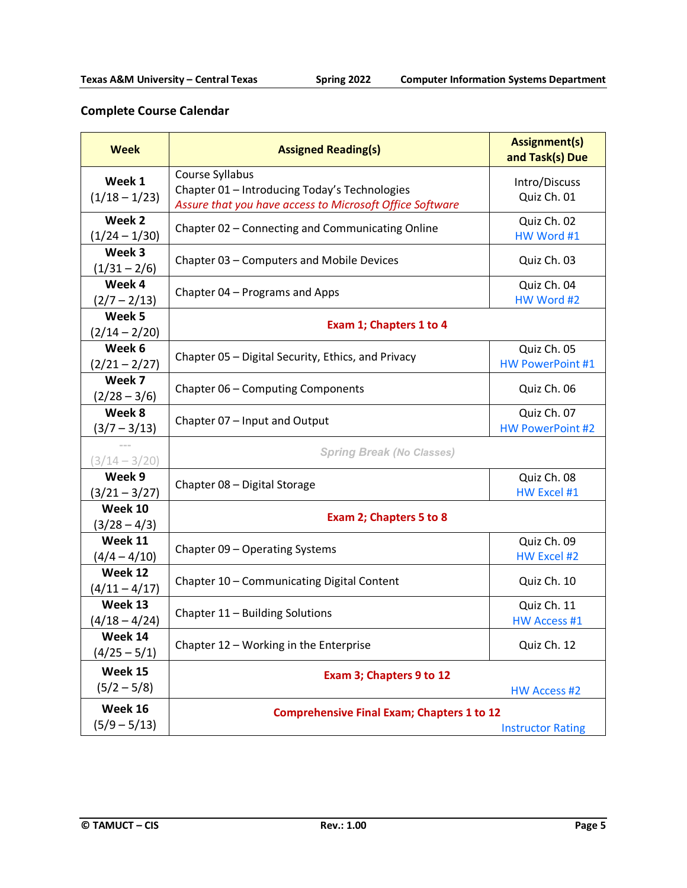## Complete Course Calendar

| Week | Assigned Reading(s) | Assignment(s) and Task(s) Due |
|---|---|---|
| **Week 1** (1/18 – 1/23) | Course Syllabus<br>Chapter 01 – Introducing Today's Technologies<br>*Assure that you have access to Microsoft Office Software* | Intro/Discuss<br>Quiz Ch. 01 |
| **Week 2** (1/24 – 1/30) | Chapter 02 – Connecting and Communicating Online | Quiz Ch. 02<br>HW Word #1 |
| **Week 3** (1/31 – 2/6) | Chapter 03 – Computers and Mobile Devices | Quiz Ch. 03 |
| **Week 4** (2/7 – 2/13) | Chapter 04 – Programs and Apps | Quiz Ch. 04<br>HW Word #2 |
| **Week 5** (2/14 – 2/20) | **Exam 1; Chapters 1 to 4** | |
| **Week 6** (2/21 – 2/27) | Chapter 05 – Digital Security, Ethics, and Privacy | Quiz Ch. 05<br>HW PowerPoint #1 |
| **Week 7** (2/28 – 3/6) | Chapter 06 – Computing Components | Quiz Ch. 06 |
| **Week 8** (3/7 – 3/13) | Chapter 07 – Input and Output | Quiz Ch. 07<br>HW PowerPoint #2 |
| --- (3/14 – 3/20) | ***Spring Break** (No Classes)* | |
| **Week 9** (3/21 – 3/27) | Chapter 08 – Digital Storage | Quiz Ch. 08<br>HW Excel #1 |
| **Week 10** (3/28 – 4/3) | **Exam 2; Chapters 5 to 8** | |
| **Week 11** (4/4 – 4/10) | Chapter 09 – Operating Systems | Quiz Ch. 09<br>HW Excel #2 |
| **Week 12** (4/11 – 4/17) | Chapter 10 – Communicating Digital Content | Quiz Ch. 10 |
| **Week 13** (4/18 – 4/24) | Chapter 11 – Building Solutions | Quiz Ch. 11<br>HW Access #1 |
| **Week 14** (4/25 – 5/1) | Chapter 12 – Working in the Enterprise | Quiz Ch. 12 |
| **Week 15** (5/2 – 5/8) | **Exam 3; Chapters 9 to 12** | HW Access #2 |
| **Week 16** (5/9 – 5/13) | **Comprehensive Final Exam; Chapters 1 to 12** | Instructor Rating |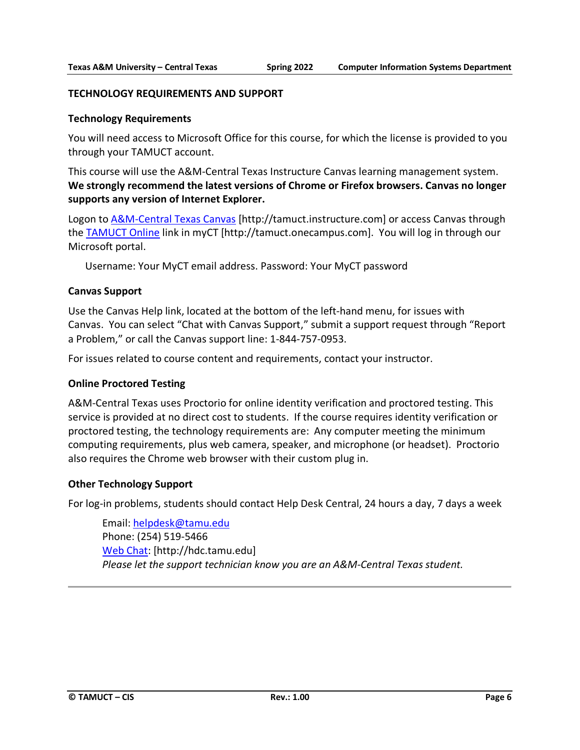## TECHNOLOGY REQUIREMENTS AND SUPPORT

### Technology Requirements

You will need access to Microsoft Office for this course, for which the license is provided to you through your TAMUCT account.

This course will use the A&M-Central Texas Instructure Canvas learning management system. **We strongly recommend the latest versions of Chrome or Firefox browsers. Canvas no longer supports any version of Internet Explorer.**

Logon to [A&M-Central Texas Canvas](http://tamuct.instructure.com) [http://tamuct.instructure.com] or access Canvas through the [TAMUCT Online](http://tamuct.onecampus.com) link in myCT [http://tamuct.onecampus.com]. You will log in through our Microsoft portal.

Username: Your MyCT email address. Password: Your MyCT password

### Canvas Support

Use the Canvas Help link, located at the bottom of the left-hand menu, for issues with Canvas. You can select "Chat with Canvas Support," submit a support request through "Report a Problem," or call the Canvas support line: 1-844-757-0953.

For issues related to course content and requirements, contact your instructor.

### Online Proctored Testing

A&M-Central Texas uses Proctorio for online identity verification and proctored testing. This service is provided at no direct cost to students. If the course requires identity verification or proctored testing, the technology requirements are: Any computer meeting the minimum computing requirements, plus web camera, speaker, and microphone (or headset). Proctorio also requires the Chrome web browser with their custom plug in.

### Other Technology Support

For log-in problems, students should contact Help Desk Central, 24 hours a day, 7 days a week

Email: [helpdesk@tamu.edu](mailto:helpdesk@tamu.edu)
Phone: (254) 519-5466
[Web Chat](http://hdc.tamu.edu): [http://hdc.tamu.edu]
*Please let the support technician know you are an A&M-Central Texas student.*

---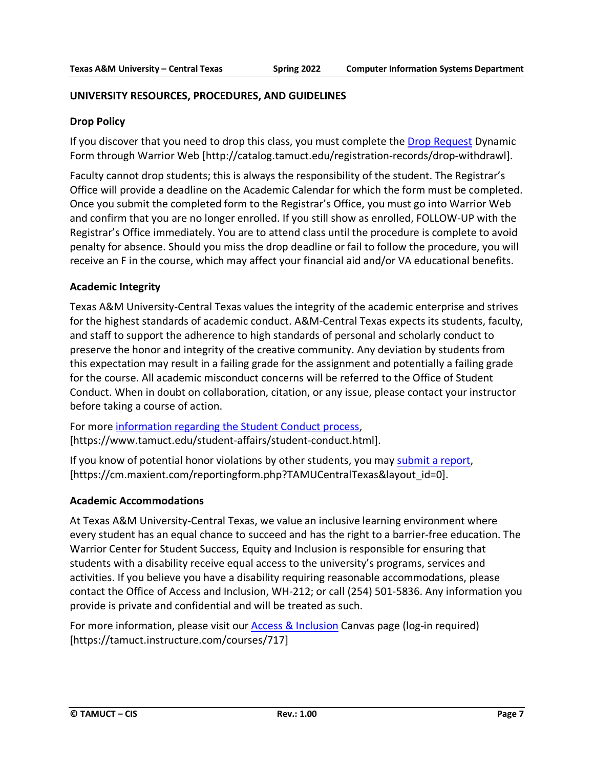## UNIVERSITY RESOURCES, PROCEDURES, AND GUIDELINES

### Drop Policy

If you discover that you need to drop this class, you must complete the [Drop Request](http://catalog.tamuct.edu/registration-records/drop-withdrawl) Dynamic Form through Warrior Web [http://catalog.tamuct.edu/registration-records/drop-withdrawl].

Faculty cannot drop students; this is always the responsibility of the student. The Registrar's Office will provide a deadline on the Academic Calendar for which the form must be completed. Once you submit the completed form to the Registrar's Office, you must go into Warrior Web and confirm that you are no longer enrolled. If you still show as enrolled, FOLLOW-UP with the Registrar's Office immediately. You are to attend class until the procedure is complete to avoid penalty for absence. Should you miss the drop deadline or fail to follow the procedure, you will receive an F in the course, which may affect your financial aid and/or VA educational benefits.

### Academic Integrity

Texas A&M University-Central Texas values the integrity of the academic enterprise and strives for the highest standards of academic conduct. A&M-Central Texas expects its students, faculty, and staff to support the adherence to high standards of personal and scholarly conduct to preserve the honor and integrity of the creative community. Any deviation by students from this expectation may result in a failing grade for the assignment and potentially a failing grade for the course. All academic misconduct concerns will be referred to the Office of Student Conduct. When in doubt on collaboration, citation, or any issue, please contact your instructor before taking a course of action.

For more [information regarding the Student Conduct process](https://www.tamuct.edu/student-affairs/student-conduct.html), [https://www.tamuct.edu/student-affairs/student-conduct.html].

If you know of potential honor violations by other students, you may [submit a report](https://cm.maxient.com/reportingform.php?TAMUCentralTexas&layout_id=0), [https://cm.maxient.com/reportingform.php?TAMUCentralTexas&layout_id=0].

### Academic Accommodations

At Texas A&M University-Central Texas, we value an inclusive learning environment where every student has an equal chance to succeed and has the right to a barrier-free education. The Warrior Center for Student Success, Equity and Inclusion is responsible for ensuring that students with a disability receive equal access to the university's programs, services and activities. If you believe you have a disability requiring reasonable accommodations, please contact the Office of Access and Inclusion, WH-212; or call (254) 501-5836. Any information you provide is private and confidential and will be treated as such.

For more information, please visit our [Access & Inclusion](https://tamuct.instructure.com/courses/717) Canvas page (log-in required) [https://tamuct.instructure.com/courses/717]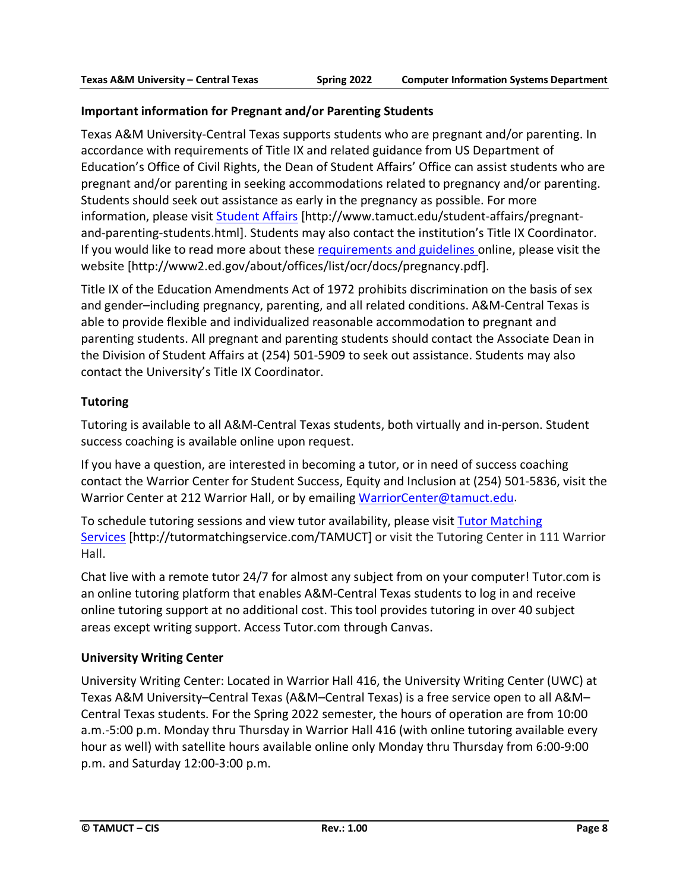### Important information for Pregnant and/or Parenting Students

Texas A&M University-Central Texas supports students who are pregnant and/or parenting. In accordance with requirements of Title IX and related guidance from US Department of Education's Office of Civil Rights, the Dean of Student Affairs' Office can assist students who are pregnant and/or parenting in seeking accommodations related to pregnancy and/or parenting. Students should seek out assistance as early in the pregnancy as possible. For more information, please visit [Student Affairs](http://www.tamuct.edu/student-affairs/pregnant-and-parenting-students.html) [http://www.tamuct.edu/student-affairs/pregnant-and-parenting-students.html]. Students may also contact the institution's Title IX Coordinator. If you would like to read more about these [requirements and guidelines](http://www2.ed.gov/about/offices/list/ocr/docs/pregnancy.pdf) online, please visit the website [http://www2.ed.gov/about/offices/list/ocr/docs/pregnancy.pdf].

Title IX of the Education Amendments Act of 1972 prohibits discrimination on the basis of sex and gender–including pregnancy, parenting, and all related conditions. A&M-Central Texas is able to provide flexible and individualized reasonable accommodation to pregnant and parenting students. All pregnant and parenting students should contact the Associate Dean in the Division of Student Affairs at (254) 501-5909 to seek out assistance. Students may also contact the University's Title IX Coordinator.

### Tutoring

Tutoring is available to all A&M-Central Texas students, both virtually and in-person. Student success coaching is available online upon request.

If you have a question, are interested in becoming a tutor, or in need of success coaching contact the Warrior Center for Student Success, Equity and Inclusion at (254) 501-5836, visit the Warrior Center at 212 Warrior Hall, or by emailing [WarriorCenter@tamuct.edu](mailto:WarriorCenter@tamuct.edu).

To schedule tutoring sessions and view tutor availability, please visit [Tutor Matching Services](http://tutormatchingservice.com/TAMUCT) [http://tutormatchingservice.com/TAMUCT] or visit the Tutoring Center in 111 Warrior Hall.

Chat live with a remote tutor 24/7 for almost any subject from on your computer! Tutor.com is an online tutoring platform that enables A&M-Central Texas students to log in and receive online tutoring support at no additional cost. This tool provides tutoring in over 40 subject areas except writing support. Access Tutor.com through Canvas.

### University Writing Center

University Writing Center: Located in Warrior Hall 416, the University Writing Center (UWC) at Texas A&M University–Central Texas (A&M–Central Texas) is a free service open to all A&M–Central Texas students. For the Spring 2022 semester, the hours of operation are from 10:00 a.m.-5:00 p.m. Monday thru Thursday in Warrior Hall 416 (with online tutoring available every hour as well) with satellite hours available online only Monday thru Thursday from 6:00-9:00 p.m. and Saturday 12:00-3:00 p.m.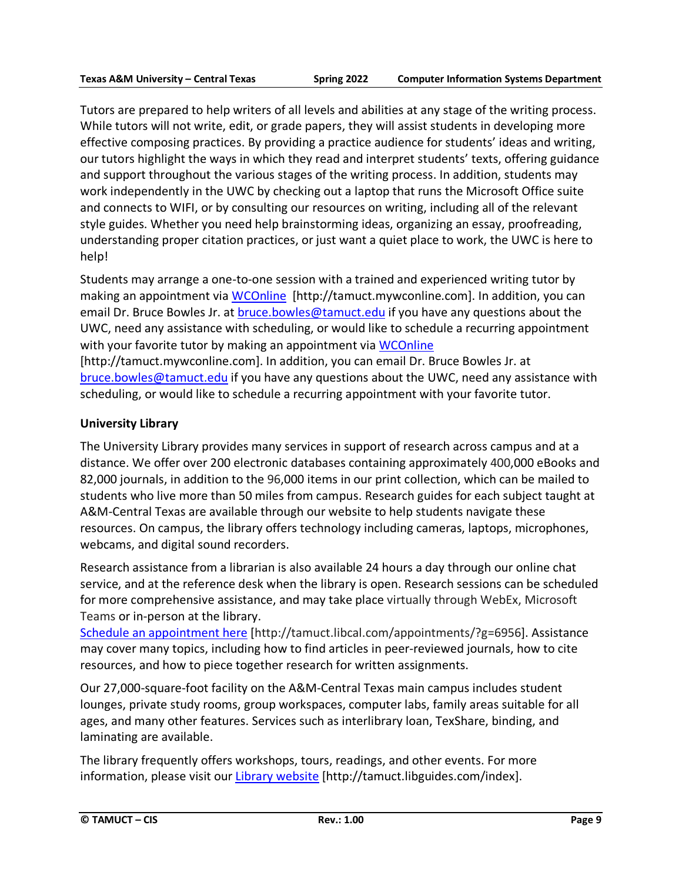Tutors are prepared to help writers of all levels and abilities at any stage of the writing process. While tutors will not write, edit, or grade papers, they will assist students in developing more effective composing practices. By providing a practice audience for students' ideas and writing, our tutors highlight the ways in which they read and interpret students' texts, offering guidance and support throughout the various stages of the writing process. In addition, students may work independently in the UWC by checking out a laptop that runs the Microsoft Office suite and connects to WIFI, or by consulting our resources on writing, including all of the relevant style guides. Whether you need help brainstorming ideas, organizing an essay, proofreading, understanding proper citation practices, or just want a quiet place to work, the UWC is here to help!

Students may arrange a one-to-one session with a trained and experienced writing tutor by making an appointment via WCOnline [http://tamuct.mywconline.com]. In addition, you can email Dr. Bruce Bowles Jr. at bruce.bowles@tamuct.edu if you have any questions about the UWC, need any assistance with scheduling, or would like to schedule a recurring appointment with your favorite tutor by making an appointment via WCOnline [http://tamuct.mywconline.com]. In addition, you can email Dr. Bruce Bowles Jr. at bruce.bowles@tamuct.edu if you have any questions about the UWC, need any assistance with scheduling, or would like to schedule a recurring appointment with your favorite tutor.

**University Library**

The University Library provides many services in support of research across campus and at a distance. We offer over 200 electronic databases containing approximately 400,000 eBooks and 82,000 journals, in addition to the 96,000 items in our print collection, which can be mailed to students who live more than 50 miles from campus. Research guides for each subject taught at A&M-Central Texas are available through our website to help students navigate these resources. On campus, the library offers technology including cameras, laptops, microphones, webcams, and digital sound recorders.

Research assistance from a librarian is also available 24 hours a day through our online chat service, and at the reference desk when the library is open. Research sessions can be scheduled for more comprehensive assistance, and may take place virtually through WebEx, Microsoft Teams or in-person at the library. Schedule an appointment here [http://tamuct.libcal.com/appointments/?g=6956]. Assistance may cover many topics, including how to find articles in peer-reviewed journals, how to cite resources, and how to piece together research for written assignments.

Our 27,000-square-foot facility on the A&M-Central Texas main campus includes student lounges, private study rooms, group workspaces, computer labs, family areas suitable for all ages, and many other features. Services such as interlibrary loan, TexShare, binding, and laminating are available.

The library frequently offers workshops, tours, readings, and other events. For more information, please visit our Library website [http://tamuct.libguides.com/index].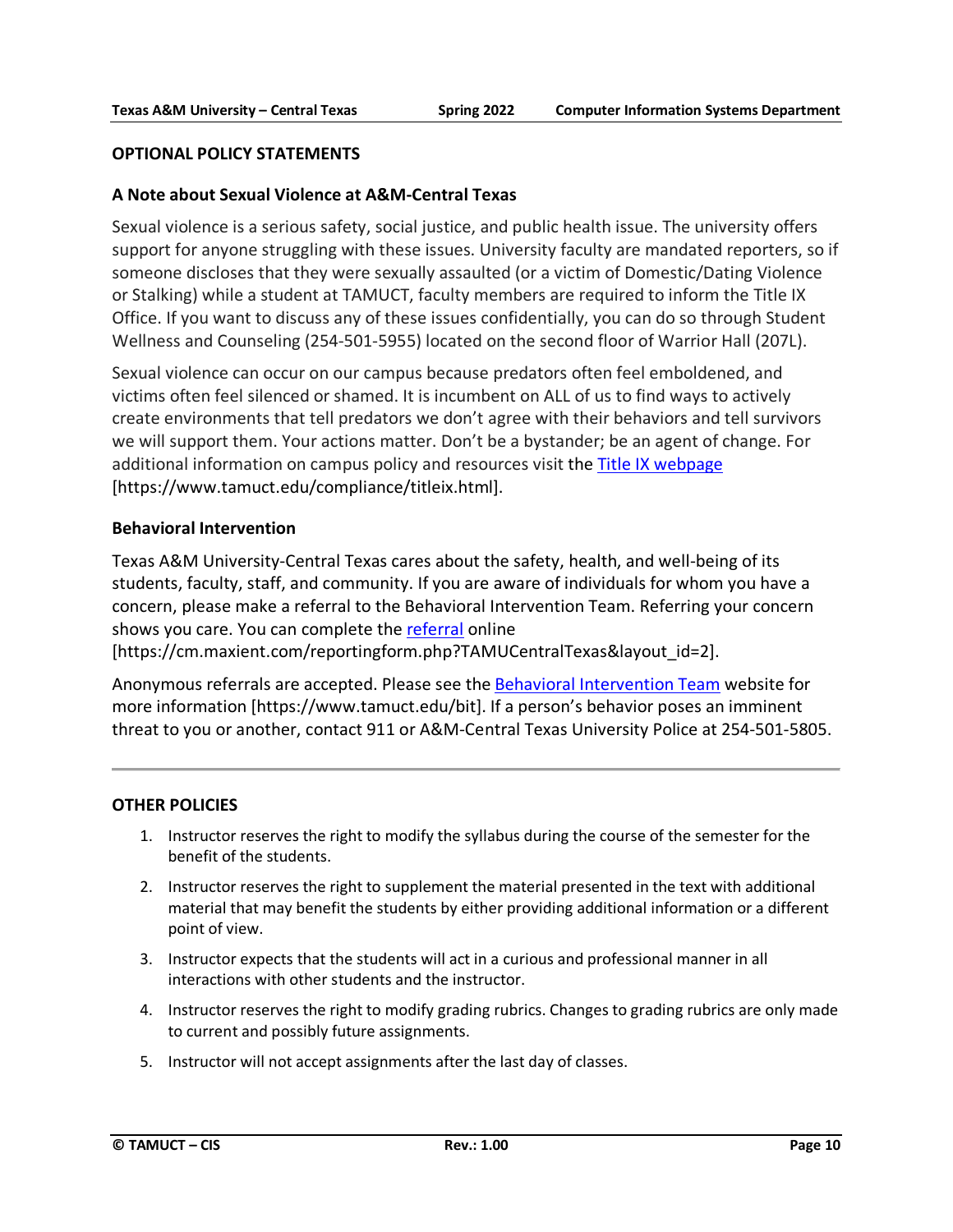## OPTIONAL POLICY STATEMENTS

### A Note about Sexual Violence at A&M-Central Texas

Sexual violence is a serious safety, social justice, and public health issue. The university offers support for anyone struggling with these issues. University faculty are mandated reporters, so if someone discloses that they were sexually assaulted (or a victim of Domestic/Dating Violence or Stalking) while a student at TAMUCT, faculty members are required to inform the Title IX Office. If you want to discuss any of these issues confidentially, you can do so through Student Wellness and Counseling (254-501-5955) located on the second floor of Warrior Hall (207L).

Sexual violence can occur on our campus because predators often feel emboldened, and victims often feel silenced or shamed. It is incumbent on ALL of us to find ways to actively create environments that tell predators we don't agree with their behaviors and tell survivors we will support them. Your actions matter. Don't be a bystander; be an agent of change. For additional information on campus policy and resources visit the Title IX webpage [https://www.tamuct.edu/compliance/titleix.html].

### Behavioral Intervention

Texas A&M University-Central Texas cares about the safety, health, and well-being of its students, faculty, staff, and community. If you are aware of individuals for whom you have a concern, please make a referral to the Behavioral Intervention Team. Referring your concern shows you care. You can complete the referral online [https://cm.maxient.com/reportingform.php?TAMUCentralTexas&layout_id=2].

Anonymous referrals are accepted. Please see the Behavioral Intervention Team website for more information [https://www.tamuct.edu/bit]. If a person's behavior poses an imminent threat to you or another, contact 911 or A&M-Central Texas University Police at 254-501-5805.

---

## OTHER POLICIES

1. Instructor reserves the right to modify the syllabus during the course of the semester for the benefit of the students.
2. Instructor reserves the right to supplement the material presented in the text with additional material that may benefit the students by either providing additional information or a different point of view.
3. Instructor expects that the students will act in a curious and professional manner in all interactions with other students and the instructor.
4. Instructor reserves the right to modify grading rubrics. Changes to grading rubrics are only made to current and possibly future assignments.
5. Instructor will not accept assignments after the last day of classes.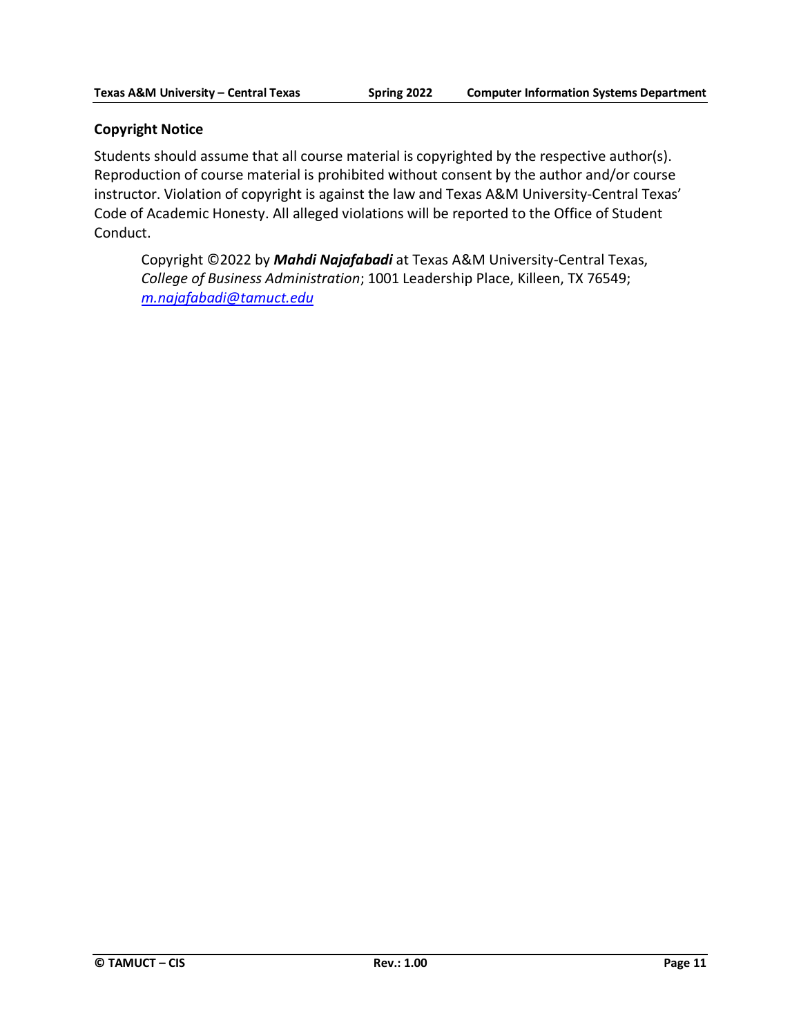## Copyright Notice

Students should assume that all course material is copyrighted by the respective author(s). Reproduction of course material is prohibited without consent by the author and/or course instructor. Violation of copyright is against the law and Texas A&M University-Central Texas' Code of Academic Honesty. All alleged violations will be reported to the Office of Student Conduct.

> Copyright ©2022 by ***Mahdi Najafabadi*** at Texas A&M University-Central Texas, *College of Business Administration*; 1001 Leadership Place, Killeen, TX 76549; *m.najafabadi@tamuct.edu*